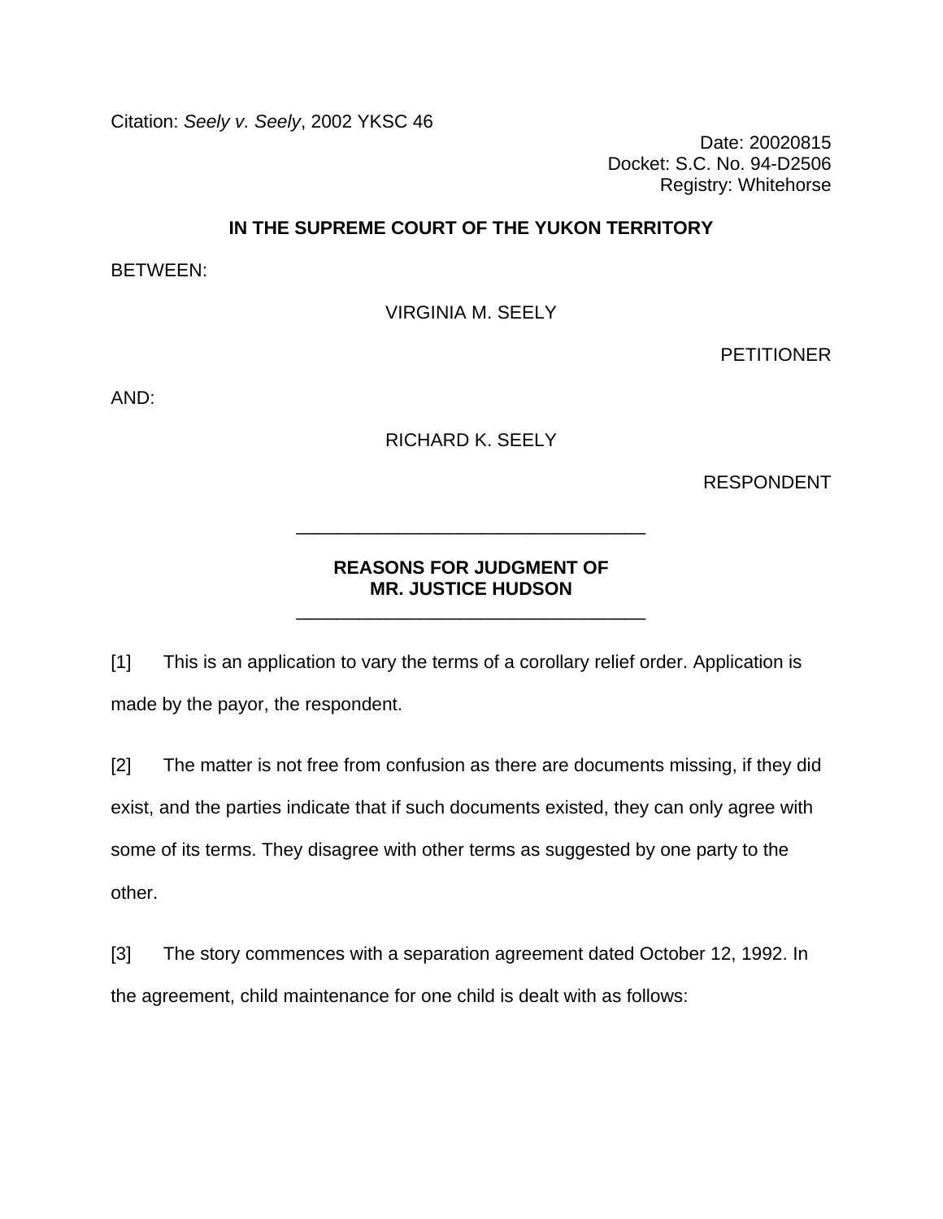Citation: *Seely v. Seely*, 2002 YKSC 46

Date: 20020815
Docket: S.C. No. 94-D2506
Registry: Whitehorse

**IN THE SUPREME COURT OF THE YUKON TERRITORY**

BETWEEN:

VIRGINIA M. SEELY

PETITIONER

AND:

RICHARD K. SEELY

RESPONDENT

---

**REASONS FOR JUDGMENT OF**
**MR. JUSTICE HUDSON**

---

[1] This is an application to vary the terms of a corollary relief order. Application is made by the payor, the respondent.

[2] The matter is not free from confusion as there are documents missing, if they did exist, and the parties indicate that if such documents existed, they can only agree with some of its terms. They disagree with other terms as suggested by one party to the other.

[3] The story commences with a separation agreement dated October 12, 1992. In the agreement, child maintenance for one child is dealt with as follows: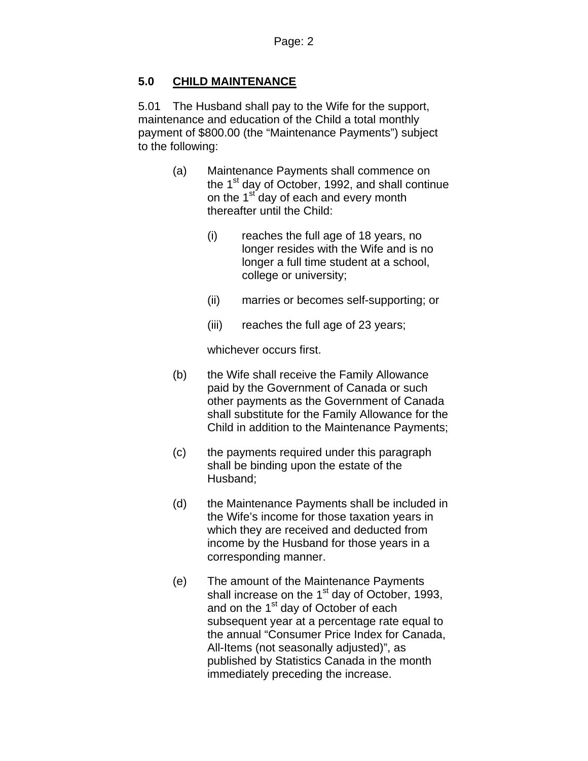## 5.0 CHILD MAINTENANCE

5.01 The Husband shall pay to the Wife for the support, maintenance and education of the Child a total monthly payment of $800.00 (the "Maintenance Payments") subject to the following:

(a) Maintenance Payments shall commence on the 1st day of October, 1992, and shall continue on the 1st day of each and every month thereafter until the Child:

(i) reaches the full age of 18 years, no longer resides with the Wife and is no longer a full time student at a school, college or university;

(ii) marries or becomes self-supporting; or

(iii) reaches the full age of 23 years;

whichever occurs first.

(b) the Wife shall receive the Family Allowance paid by the Government of Canada or such other payments as the Government of Canada shall substitute for the Family Allowance for the Child in addition to the Maintenance Payments;

(c) the payments required under this paragraph shall be binding upon the estate of the Husband;

(d) the Maintenance Payments shall be included in the Wife's income for those taxation years in which they are received and deducted from income by the Husband for those years in a corresponding manner.

(e) The amount of the Maintenance Payments shall increase on the 1st day of October, 1993, and on the 1st day of October of each subsequent year at a percentage rate equal to the annual "Consumer Price Index for Canada, All-Items (not seasonally adjusted)", as published by Statistics Canada in the month immediately preceding the increase.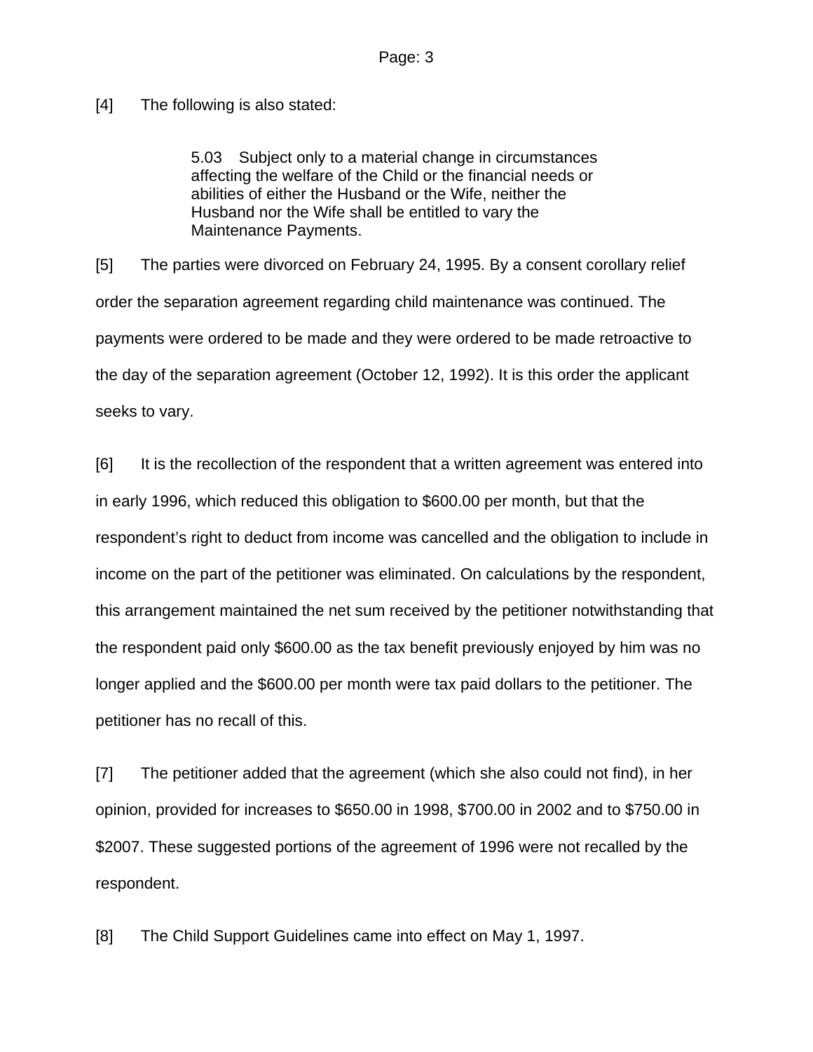[4] The following is also stated:

> 5.03 Subject only to a material change in circumstances affecting the welfare of the Child or the financial needs or abilities of either the Husband or the Wife, neither the Husband nor the Wife shall be entitled to vary the Maintenance Payments.

[5] The parties were divorced on February 24, 1995. By a consent corollary relief order the separation agreement regarding child maintenance was continued. The payments were ordered to be made and they were ordered to be made retroactive to the day of the separation agreement (October 12, 1992). It is this order the applicant seeks to vary.

[6] It is the recollection of the respondent that a written agreement was entered into in early 1996, which reduced this obligation to $600.00 per month, but that the respondent's right to deduct from income was cancelled and the obligation to include in income on the part of the petitioner was eliminated. On calculations by the respondent, this arrangement maintained the net sum received by the petitioner notwithstanding that the respondent paid only $600.00 as the tax benefit previously enjoyed by him was no longer applied and the $600.00 per month were tax paid dollars to the petitioner. The petitioner has no recall of this.

[7] The petitioner added that the agreement (which she also could not find), in her opinion, provided for increases to $650.00 in 1998, $700.00 in 2002 and to $750.00 in $2007. These suggested portions of the agreement of 1996 were not recalled by the respondent.

[8] The Child Support Guidelines came into effect on May 1, 1997.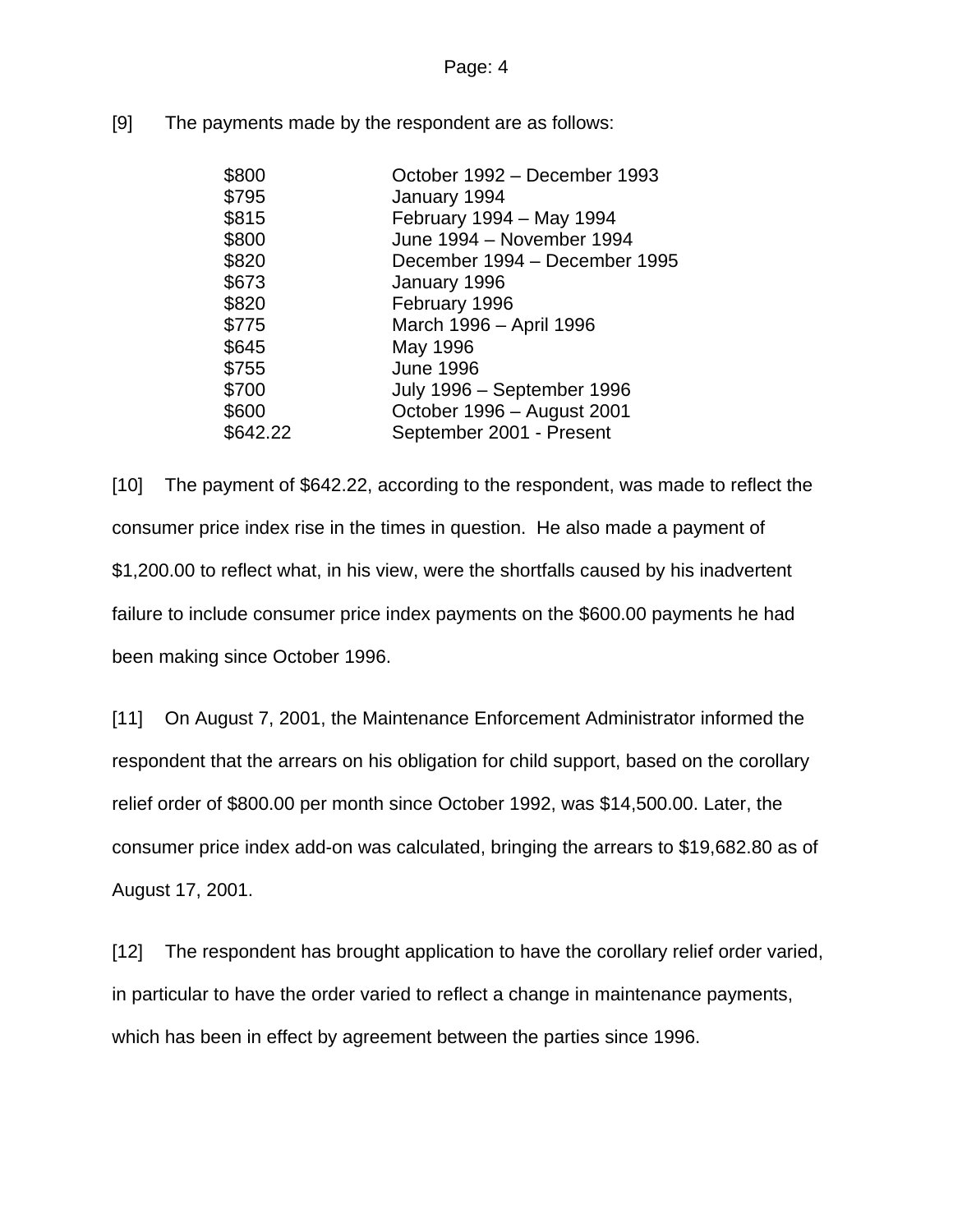[9] The payments made by the respondent are as follows:

| | |
|---|---|
| $800 | October 1992 – December 1993 |
| $795 | January 1994 |
| $815 | February 1994 – May 1994 |
| $800 | June 1994 – November 1994 |
| $820 | December 1994 – December 1995 |
| $673 | January 1996 |
| $820 | February 1996 |
| $775 | March 1996 – April 1996 |
| $645 | May 1996 |
| $755 | June 1996 |
| $700 | July 1996 – September 1996 |
| $600 | October 1996 – August 2001 |
| $642.22 | September 2001 - Present |

[10] The payment of $642.22, according to the respondent, was made to reflect the consumer price index rise in the times in question. He also made a payment of $1,200.00 to reflect what, in his view, were the shortfalls caused by his inadvertent failure to include consumer price index payments on the $600.00 payments he had been making since October 1996.

[11] On August 7, 2001, the Maintenance Enforcement Administrator informed the respondent that the arrears on his obligation for child support, based on the corollary relief order of $800.00 per month since October 1992, was $14,500.00. Later, the consumer price index add-on was calculated, bringing the arrears to $19,682.80 as of August 17, 2001.

[12] The respondent has brought application to have the corollary relief order varied, in particular to have the order varied to reflect a change in maintenance payments, which has been in effect by agreement between the parties since 1996.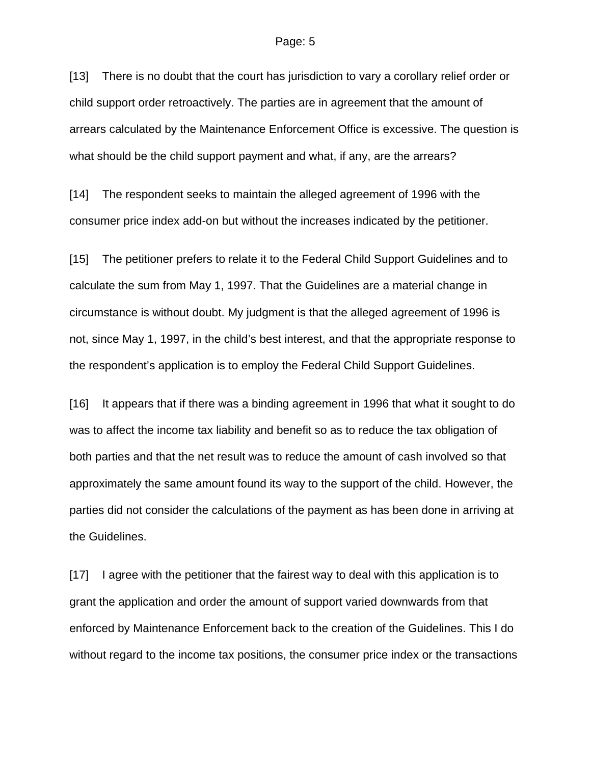[13] There is no doubt that the court has jurisdiction to vary a corollary relief order or child support order retroactively. The parties are in agreement that the amount of arrears calculated by the Maintenance Enforcement Office is excessive. The question is what should be the child support payment and what, if any, are the arrears?

[14] The respondent seeks to maintain the alleged agreement of 1996 with the consumer price index add-on but without the increases indicated by the petitioner.

[15] The petitioner prefers to relate it to the Federal Child Support Guidelines and to calculate the sum from May 1, 1997. That the Guidelines are a material change in circumstance is without doubt. My judgment is that the alleged agreement of 1996 is not, since May 1, 1997, in the child's best interest, and that the appropriate response to the respondent's application is to employ the Federal Child Support Guidelines.

[16] It appears that if there was a binding agreement in 1996 that what it sought to do was to affect the income tax liability and benefit so as to reduce the tax obligation of both parties and that the net result was to reduce the amount of cash involved so that approximately the same amount found its way to the support of the child. However, the parties did not consider the calculations of the payment as has been done in arriving at the Guidelines.

[17] I agree with the petitioner that the fairest way to deal with this application is to grant the application and order the amount of support varied downwards from that enforced by Maintenance Enforcement back to the creation of the Guidelines. This I do without regard to the income tax positions, the consumer price index or the transactions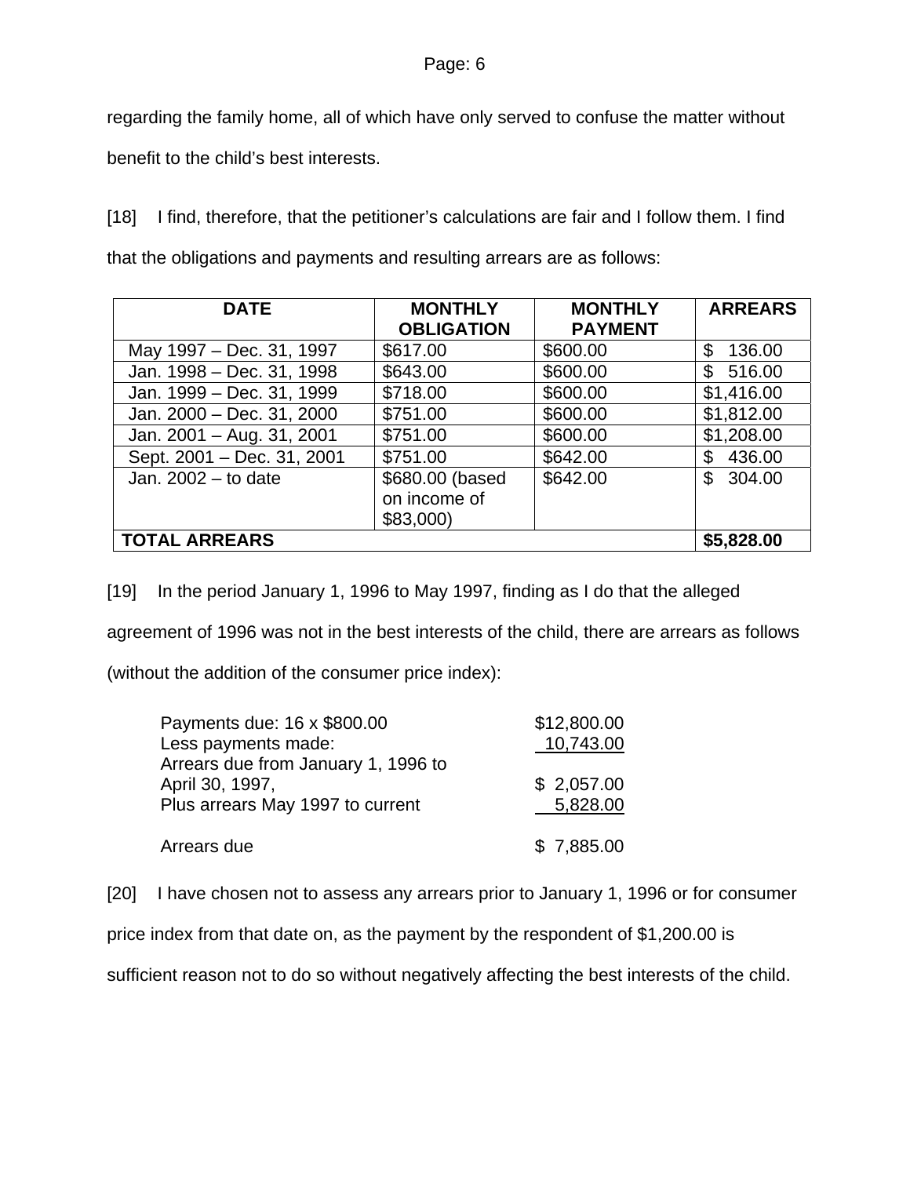regarding the family home, all of which have only served to confuse the matter without benefit to the child's best interests.

[18] I find, therefore, that the petitioner's calculations are fair and I follow them. I find that the obligations and payments and resulting arrears are as follows:

| DATE | MONTHLY OBLIGATION | MONTHLY PAYMENT | ARREARS |
|---|---|---|---|
| May 1997 – Dec. 31, 1997 | $617.00 | $600.00 | $ 136.00 |
| Jan. 1998 – Dec. 31, 1998 | $643.00 | $600.00 | $ 516.00 |
| Jan. 1999 – Dec. 31, 1999 | $718.00 | $600.00 | $1,416.00 |
| Jan. 2000 – Dec. 31, 2000 | $751.00 | $600.00 | $1,812.00 |
| Jan. 2001 – Aug. 31, 2001 | $751.00 | $600.00 | $1,208.00 |
| Sept. 2001 – Dec. 31, 2001 | $751.00 | $642.00 | $ 436.00 |
| Jan. 2002 – to date | $680.00 (based on income of $83,000) | $642.00 | $ 304.00 |
| **TOTAL ARREARS** | | | **$5,828.00** |

[19] In the period January 1, 1996 to May 1997, finding as I do that the alleged agreement of 1996 was not in the best interests of the child, there are arrears as follows (without the addition of the consumer price index):

| | |
|---|---|
| Payments due: 16 x $800.00 | $12,800.00 |
| Less payments made: | 10,743.00 |
| Arrears due from January 1, 1996 to April 30, 1997, | $ 2,057.00 |
| Plus arrears May 1997 to current | 5,828.00 |
| Arrears due | $ 7,885.00 |

[20] I have chosen not to assess any arrears prior to January 1, 1996 or for consumer price index from that date on, as the payment by the respondent of $1,200.00 is sufficient reason not to do so without negatively affecting the best interests of the child.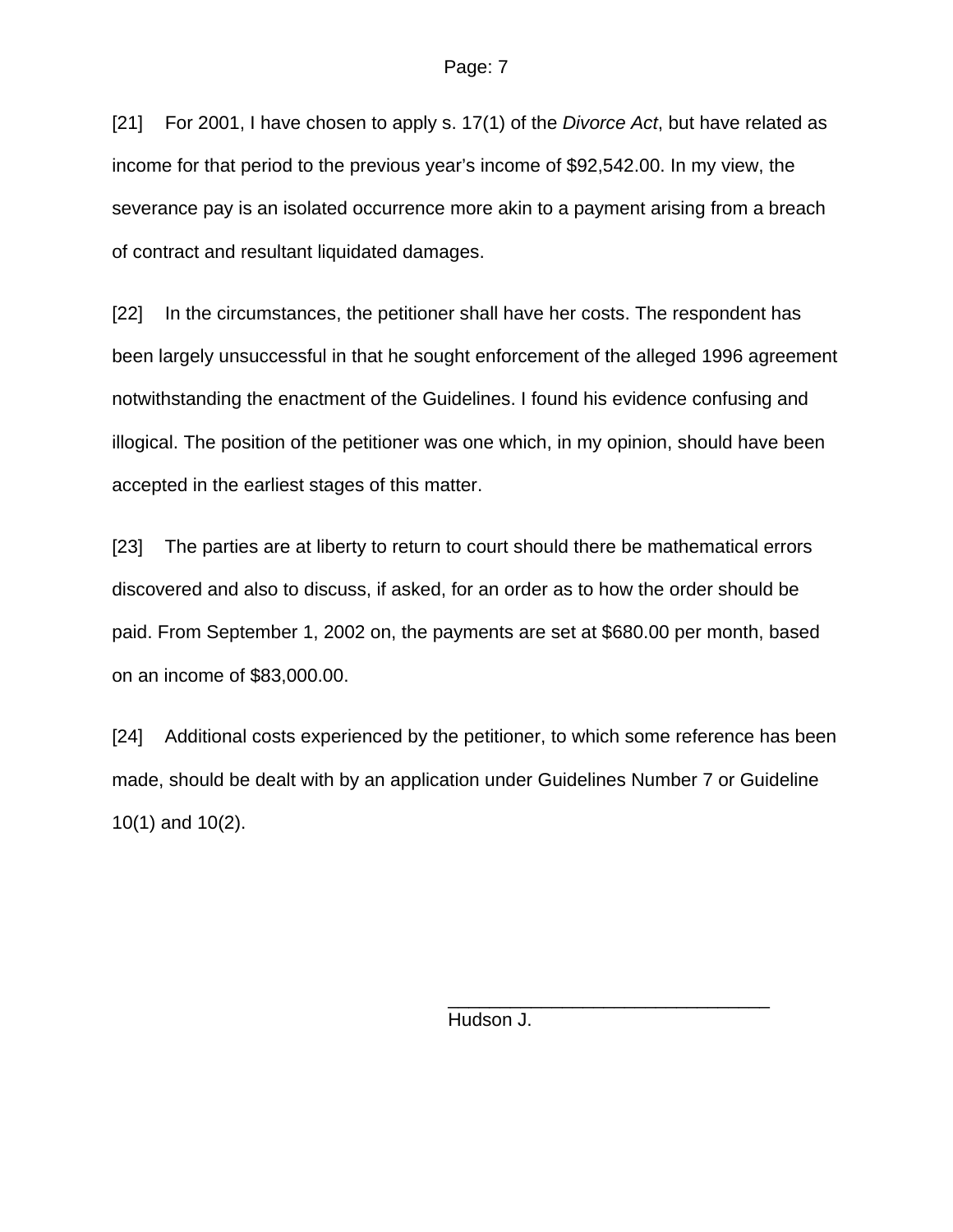[21] For 2001, I have chosen to apply s. 17(1) of the *Divorce Act*, but have related as income for that period to the previous year's income of $92,542.00. In my view, the severance pay is an isolated occurrence more akin to a payment arising from a breach of contract and resultant liquidated damages.

[22] In the circumstances, the petitioner shall have her costs. The respondent has been largely unsuccessful in that he sought enforcement of the alleged 1996 agreement notwithstanding the enactment of the Guidelines. I found his evidence confusing and illogical. The position of the petitioner was one which, in my opinion, should have been accepted in the earliest stages of this matter.

[23] The parties are at liberty to return to court should there be mathematical errors discovered and also to discuss, if asked, for an order as to how the order should be paid. From September 1, 2002 on, the payments are set at $680.00 per month, based on an income of $83,000.00.

[24] Additional costs experienced by the petitioner, to which some reference has been made, should be dealt with by an application under Guidelines Number 7 or Guideline 10(1) and 10(2).

\_\_\_\_\_\_\_\_\_\_\_\_\_\_\_\_\_\_\_\_\_\_\_\_\_\_\_\_\_\_\_\_

Hudson J.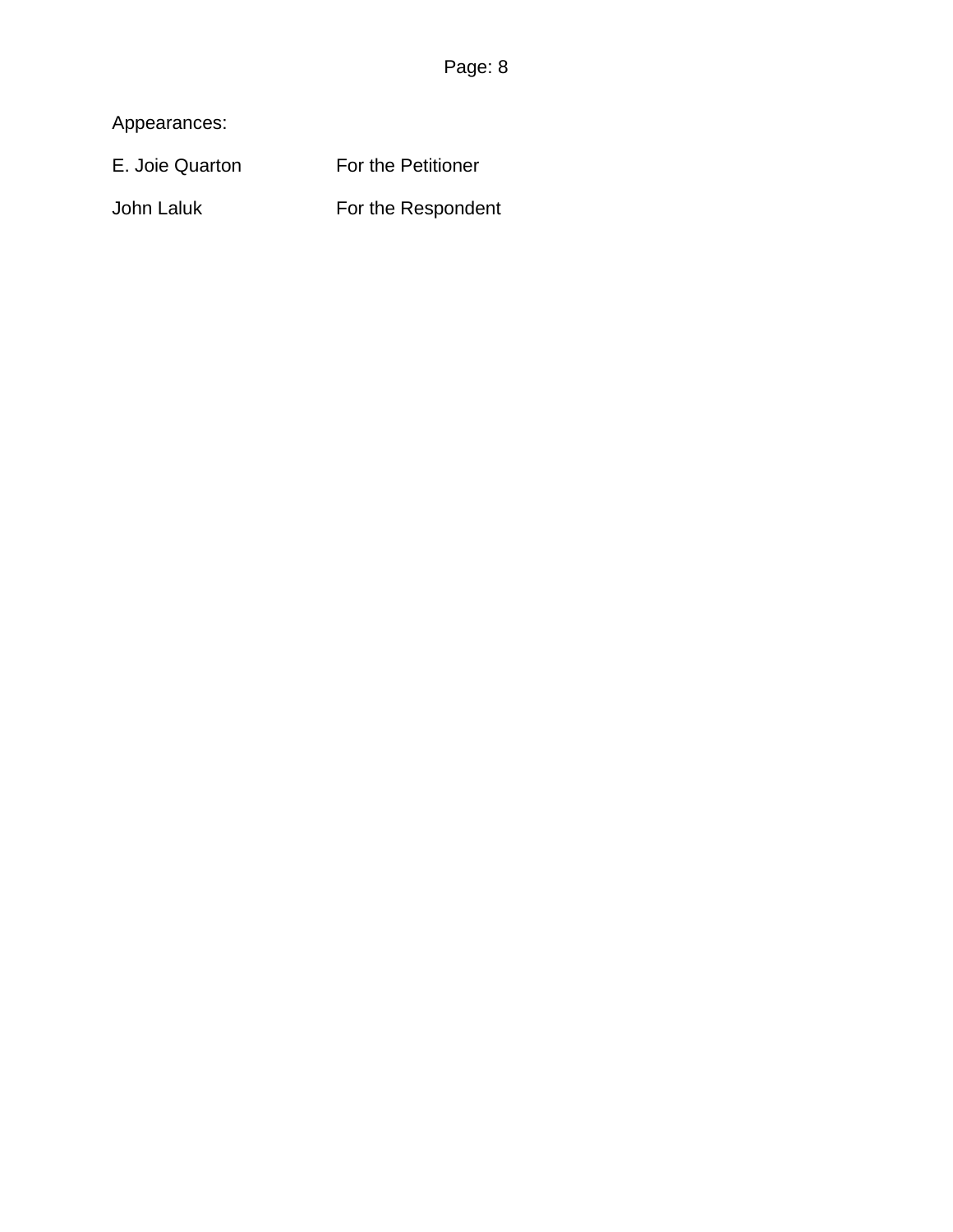Appearances:

| | |
|---|---|
| E. Joie Quarton | For the Petitioner |
| John Laluk | For the Respondent |